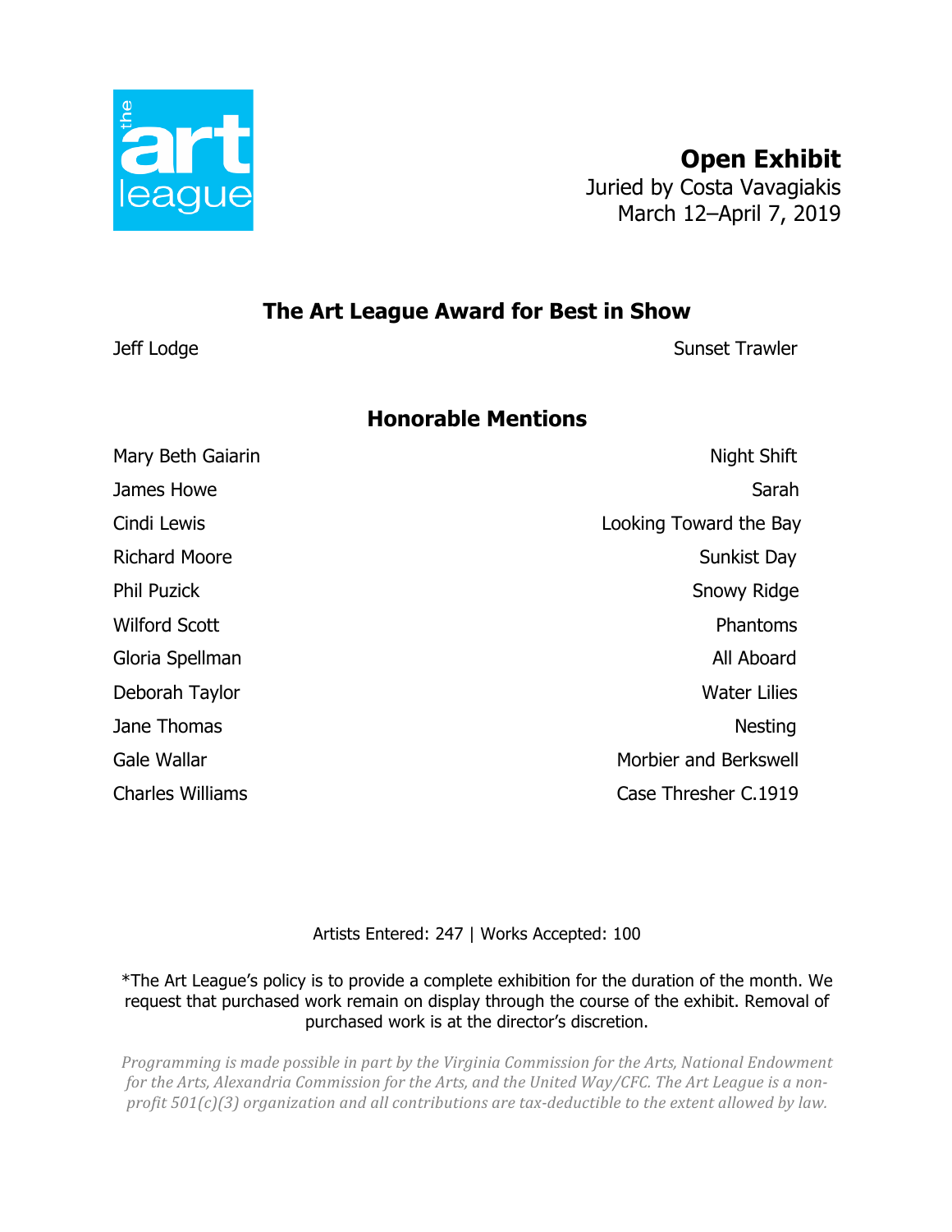the art league

# Open Exhibit

Juried by Costa Vavagiakis
March 12–April 7, 2019

## The Art League Award for Best in Show

| Artist | Title |
|---|---|
| Jeff Lodge | Sunset Trawler |

## Honorable Mentions

| Artist | Title |
|---|---|
| Mary Beth Gaiarin | Night Shift |
| James Howe | Sarah |
| Cindi Lewis | Looking Toward the Bay |
| Richard Moore | Sunkist Day |
| Phil Puzick | Snowy Ridge |
| Wilford Scott | Phantoms |
| Gloria Spellman | All Aboard |
| Deborah Taylor | Water Lilies |
| Jane Thomas | Nesting |
| Gale Wallar | Morbier and Berkswell |
| Charles Williams | Case Thresher C.1919 |

Artists Entered: 247 | Works Accepted: 100

*The Art League's policy is to provide a complete exhibition for the duration of the month. We request that purchased work remain on display through the course of the exhibit. Removal of purchased work is at the director's discretion.

*Programming is made possible in part by the Virginia Commission for the Arts, National Endowment for the Arts, Alexandria Commission for the Arts, and the United Way/CFC. The Art League is a non-profit 501(c)(3) organization and all contributions are tax-deductible to the extent allowed by law.*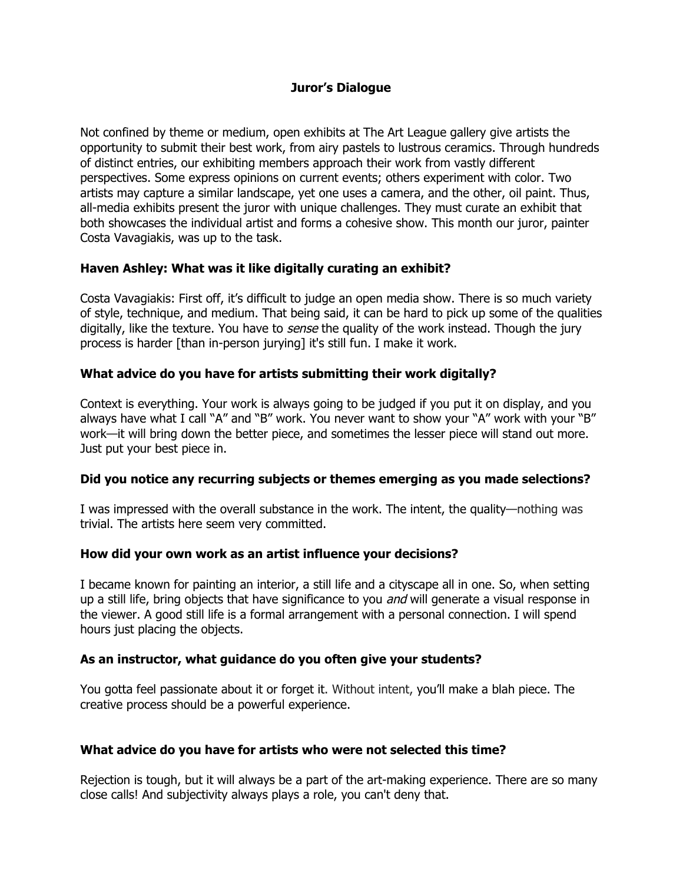# Juror's Dialogue

Not confined by theme or medium, open exhibits at The Art League gallery give artists the opportunity to submit their best work, from airy pastels to lustrous ceramics. Through hundreds of distinct entries, our exhibiting members approach their work from vastly different perspectives. Some express opinions on current events; others experiment with color. Two artists may capture a similar landscape, yet one uses a camera, and the other, oil paint. Thus, all-media exhibits present the juror with unique challenges. They must curate an exhibit that both showcases the individual artist and forms a cohesive show. This month our juror, painter Costa Vavagiakis, was up to the task.

**Haven Ashley: What was it like digitally curating an exhibit?**

Costa Vavagiakis: First off, it's difficult to judge an open media show. There is so much variety of style, technique, and medium. That being said, it can be hard to pick up some of the qualities digitally, like the texture. You have to *sense* the quality of the work instead. Though the jury process is harder [than in-person jurying] it's still fun. I make it work.

**What advice do you have for artists submitting their work digitally?**

Context is everything. Your work is always going to be judged if you put it on display, and you always have what I call "A" and "B" work. You never want to show your "A" work with your "B" work—it will bring down the better piece, and sometimes the lesser piece will stand out more. Just put your best piece in.

**Did you notice any recurring subjects or themes emerging as you made selections?**

I was impressed with the overall substance in the work. The intent, the quality—nothing was trivial. The artists here seem very committed.

**How did your own work as an artist influence your decisions?**

I became known for painting an interior, a still life and a cityscape all in one. So, when setting up a still life, bring objects that have significance to you *and* will generate a visual response in the viewer. A good still life is a formal arrangement with a personal connection. I will spend hours just placing the objects.

**As an instructor, what guidance do you often give your students?**

You gotta feel passionate about it or forget it. Without intent, you'll make a blah piece. The creative process should be a powerful experience.

**What advice do you have for artists who were not selected this time?**

Rejection is tough, but it will always be a part of the art-making experience. There are so many close calls! And subjectivity always plays a role, you can't deny that.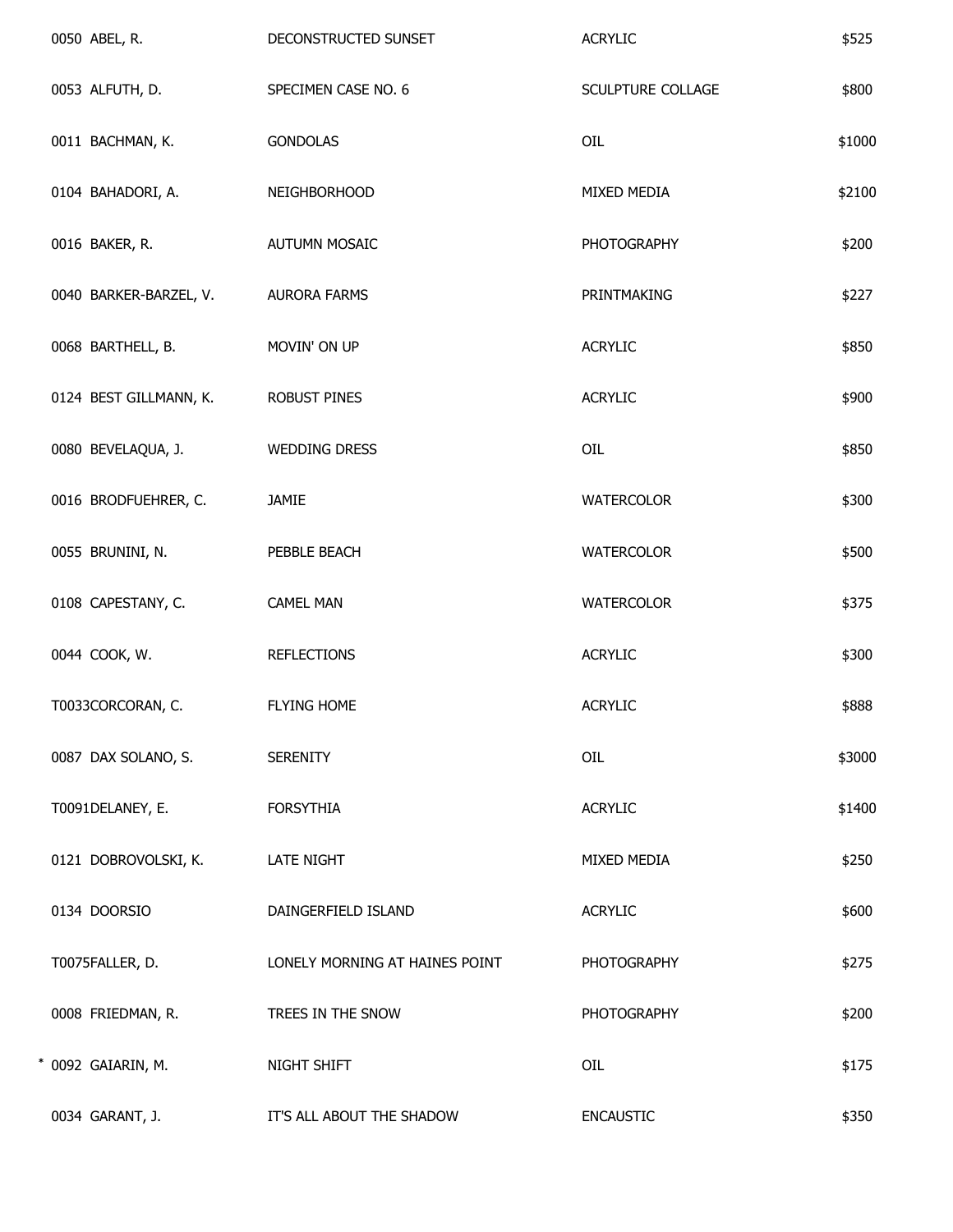| | | | |
|---|---|---|---|
| 0050 ABEL, R. | DECONSTRUCTED SUNSET | ACRYLIC | $525 |
| 0053 ALFUTH, D. | SPECIMEN CASE NO. 6 | SCULPTURE COLLAGE | $800 |
| 0011 BACHMAN, K. | GONDOLAS | OIL | $1000 |
| 0104 BAHADORI, A. | NEIGHBORHOOD | MIXED MEDIA | $2100 |
| 0016 BAKER, R. | AUTUMN MOSAIC | PHOTOGRAPHY | $200 |
| 0040 BARKER-BARZEL, V. | AURORA FARMS | PRINTMAKING | $227 |
| 0068 BARTHELL, B. | MOVIN' ON UP | ACRYLIC | $850 |
| 0124 BEST GILLMANN, K. | ROBUST PINES | ACRYLIC | $900 |
| 0080 BEVELAQUA, J. | WEDDING DRESS | OIL | $850 |
| 0016 BRODFUEHRER, C. | JAMIE | WATERCOLOR | $300 |
| 0055 BRUNINI, N. | PEBBLE BEACH | WATERCOLOR | $500 |
| 0108 CAPESTANY, C. | CAMEL MAN | WATERCOLOR | $375 |
| 0044 COOK, W. | REFLECTIONS | ACRYLIC | $300 |
| T0033CORCORAN, C. | FLYING HOME | ACRYLIC | $888 |
| 0087 DAX SOLANO, S. | SERENITY | OIL | $3000 |
| T0091DELANEY, E. | FORSYTHIA | ACRYLIC | $1400 |
| 0121 DOBROVOLSKI, K. | LATE NIGHT | MIXED MEDIA | $250 |
| 0134 DOORSIO | DAINGERFIELD ISLAND | ACRYLIC | $600 |
| T0075FALLER, D. | LONELY MORNING AT HAINES POINT | PHOTOGRAPHY | $275 |
| 0008 FRIEDMAN, R. | TREES IN THE SNOW | PHOTOGRAPHY | $200 |
| * 0092 GAIARIN, M. | NIGHT SHIFT | OIL | $175 |
| 0034 GARANT, J. | IT'S ALL ABOUT THE SHADOW | ENCAUSTIC | $350 |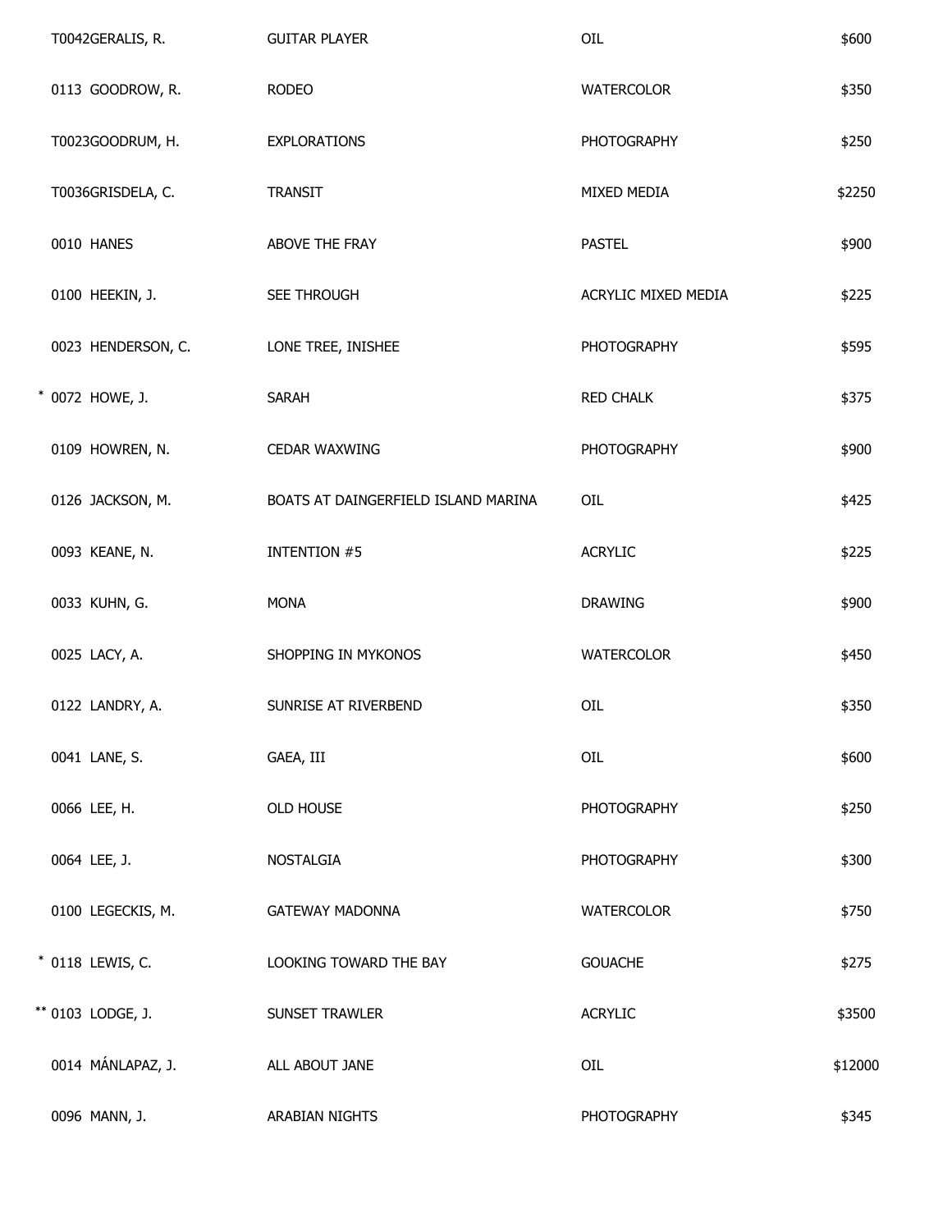| | | | |
|---|---|---|---|
| T0042GERALIS, R. | GUITAR PLAYER | OIL | $600 |
| 0113 GOODROW, R. | RODEO | WATERCOLOR | $350 |
| T0023GOODRUM, H. | EXPLORATIONS | PHOTOGRAPHY | $250 |
| T0036GRISDELA, C. | TRANSIT | MIXED MEDIA | $2250 |
| 0010 HANES | ABOVE THE FRAY | PASTEL | $900 |
| 0100 HEEKIN, J. | SEE THROUGH | ACRYLIC MIXED MEDIA | $225 |
| 0023 HENDERSON, C. | LONE TREE, INISHEE | PHOTOGRAPHY | $595 |
| * 0072 HOWE, J. | SARAH | RED CHALK | $375 |
| 0109 HOWREN, N. | CEDAR WAXWING | PHOTOGRAPHY | $900 |
| 0126 JACKSON, M. | BOATS AT DAINGERFIELD ISLAND MARINA | OIL | $425 |
| 0093 KEANE, N. | INTENTION #5 | ACRYLIC | $225 |
| 0033 KUHN, G. | MONA | DRAWING | $900 |
| 0025 LACY, A. | SHOPPING IN MYKONOS | WATERCOLOR | $450 |
| 0122 LANDRY, A. | SUNRISE AT RIVERBEND | OIL | $350 |
| 0041 LANE, S. | GAEA, III | OIL | $600 |
| 0066 LEE, H. | OLD HOUSE | PHOTOGRAPHY | $250 |
| 0064 LEE, J. | NOSTALGIA | PHOTOGRAPHY | $300 |
| 0100 LEGECKIS, M. | GATEWAY MADONNA | WATERCOLOR | $750 |
| * 0118 LEWIS, C. | LOOKING TOWARD THE BAY | GOUACHE | $275 |
| ** 0103 LODGE, J. | SUNSET TRAWLER | ACRYLIC | $3500 |
| 0014 MÁNLAPAZ, J. | ALL ABOUT JANE | OIL | $12000 |
| 0096 MANN, J. | ARABIAN NIGHTS | PHOTOGRAPHY | $345 |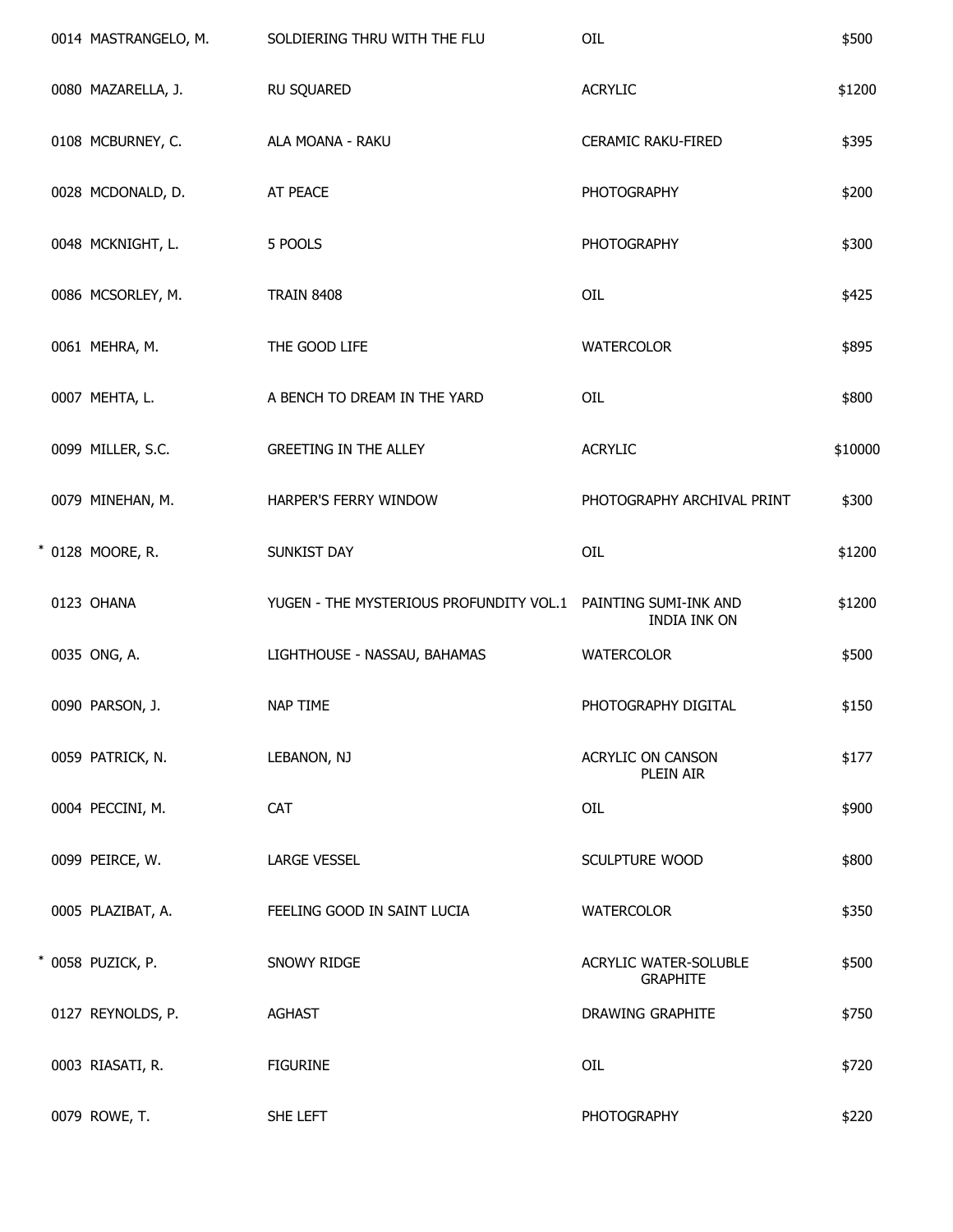| | | | | |
|---|---|---|---|---|
| | 0014 MASTRANGELO, M. | SOLDIERING THRU WITH THE FLU | OIL | $500 |
| | 0080 MAZARELLA, J. | RU SQUARED | ACRYLIC | $1200 |
| | 0108 MCBURNEY, C. | ALA MOANA - RAKU | CERAMIC RAKU-FIRED | $395 |
| | 0028 MCDONALD, D. | AT PEACE | PHOTOGRAPHY | $200 |
| | 0048 MCKNIGHT, L. | 5 POOLS | PHOTOGRAPHY | $300 |
| | 0086 MCSORLEY, M. | TRAIN 8408 | OIL | $425 |
| | 0061 MEHRA, M. | THE GOOD LIFE | WATERCOLOR | $895 |
| | 0007 MEHTA, L. | A BENCH TO DREAM IN THE YARD | OIL | $800 |
| | 0099 MILLER, S.C. | GREETING IN THE ALLEY | ACRYLIC | $10000 |
| | 0079 MINEHAN, M. | HARPER'S FERRY WINDOW | PHOTOGRAPHY ARCHIVAL PRINT | $300 |
| * | 0128 MOORE, R. | SUNKIST DAY | OIL | $1200 |
| | 0123 OHANA | YUGEN - THE MYSTERIOUS PROFUNDITY VOL.1 | PAINTING SUMI-INK AND INDIA INK ON | $1200 |
| | 0035 ONG, A. | LIGHTHOUSE - NASSAU, BAHAMAS | WATERCOLOR | $500 |
| | 0090 PARSON, J. | NAP TIME | PHOTOGRAPHY DIGITAL | $150 |
| | 0059 PATRICK, N. | LEBANON, NJ | ACRYLIC ON CANSON PLEIN AIR | $177 |
| | 0004 PECCINI, M. | CAT | OIL | $900 |
| | 0099 PEIRCE, W. | LARGE VESSEL | SCULPTURE WOOD | $800 |
| | 0005 PLAZIBAT, A. | FEELING GOOD IN SAINT LUCIA | WATERCOLOR | $350 |
| * | 0058 PUZICK, P. | SNOWY RIDGE | ACRYLIC WATER-SOLUBLE GRAPHITE | $500 |
| | 0127 REYNOLDS, P. | AGHAST | DRAWING GRAPHITE | $750 |
| | 0003 RIASATI, R. | FIGURINE | OIL | $720 |
| | 0079 ROWE, T. | SHE LEFT | PHOTOGRAPHY | $220 |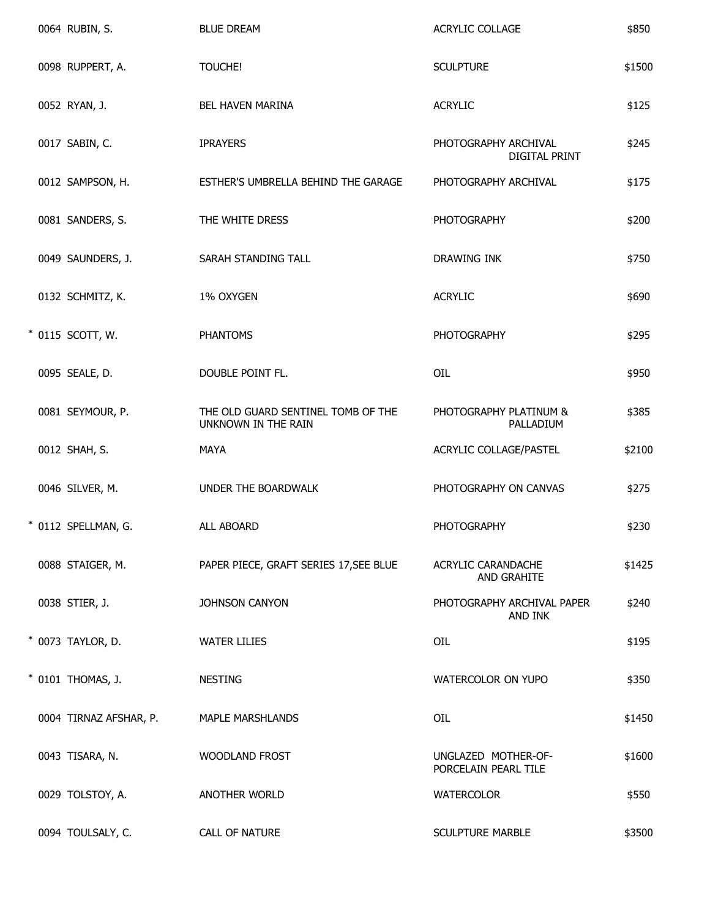| | | | | |
|---|---|---|---|---|
| | 0064 RUBIN, S. | BLUE DREAM | ACRYLIC COLLAGE | $850 |
| | 0098 RUPPERT, A. | TOUCHE! | SCULPTURE | $1500 |
| | 0052 RYAN, J. | BEL HAVEN MARINA | ACRYLIC | $125 |
| | 0017 SABIN, C. | IPRAYERS | PHOTOGRAPHY ARCHIVAL DIGITAL PRINT | $245 |
| | 0012 SAMPSON, H. | ESTHER'S UMBRELLA BEHIND THE GARAGE | PHOTOGRAPHY ARCHIVAL | $175 |
| | 0081 SANDERS, S. | THE WHITE DRESS | PHOTOGRAPHY | $200 |
| | 0049 SAUNDERS, J. | SARAH STANDING TALL | DRAWING INK | $750 |
| | 0132 SCHMITZ, K. | 1% OXYGEN | ACRYLIC | $690 |
| * | 0115 SCOTT, W. | PHANTOMS | PHOTOGRAPHY | $295 |
| | 0095 SEALE, D. | DOUBLE POINT FL. | OIL | $950 |
| | 0081 SEYMOUR, P. | THE OLD GUARD SENTINEL TOMB OF THE UNKNOWN IN THE RAIN | PHOTOGRAPHY PLATINUM & PALLADIUM | $385 |
| | 0012 SHAH, S. | MAYA | ACRYLIC COLLAGE/PASTEL | $2100 |
| | 0046 SILVER, M. | UNDER THE BOARDWALK | PHOTOGRAPHY ON CANVAS | $275 |
| * | 0112 SPELLMAN, G. | ALL ABOARD | PHOTOGRAPHY | $230 |
| | 0088 STAIGER, M. | PAPER PIECE, GRAFT SERIES 17,SEE BLUE | ACRYLIC CARANDACHE AND GRAHITE | $1425 |
| | 0038 STIER, J. | JOHNSON CANYON | PHOTOGRAPHY ARCHIVAL PAPER AND INK | $240 |
| * | 0073 TAYLOR, D. | WATER LILIES | OIL | $195 |
| * | 0101 THOMAS, J. | NESTING | WATERCOLOR ON YUPO | $350 |
| | 0004 TIRNAZ AFSHAR, P. | MAPLE MARSHLANDS | OIL | $1450 |
| | 0043 TISARA, N. | WOODLAND FROST | UNGLAZED MOTHER-OF-PORCELAIN PEARL TILE | $1600 |
| | 0029 TOLSTOY, A. | ANOTHER WORLD | WATERCOLOR | $550 |
| | 0094 TOULSALY, C. | CALL OF NATURE | SCULPTURE MARBLE | $3500 |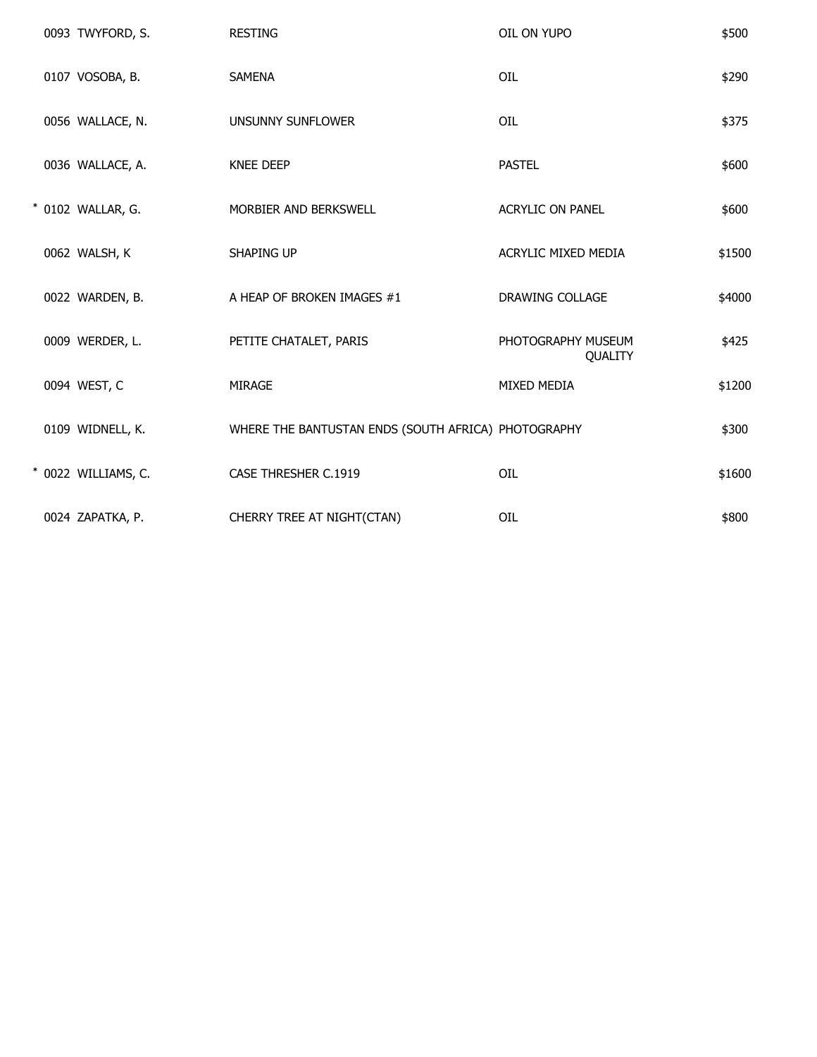| | | | | |
|---|---|---|---|---|
| | 0093 TWYFORD, S. | RESTING | OIL ON YUPO | $500 |
| | 0107 VOSOBA, B. | SAMENA | OIL | $290 |
| | 0056 WALLACE, N. | UNSUNNY SUNFLOWER | OIL | $375 |
| | 0036 WALLACE, A. | KNEE DEEP | PASTEL | $600 |
| * | 0102 WALLAR, G. | MORBIER AND BERKSWELL | ACRYLIC ON PANEL | $600 |
| | 0062 WALSH, K | SHAPING UP | ACRYLIC MIXED MEDIA | $1500 |
| | 0022 WARDEN, B. | A HEAP OF BROKEN IMAGES #1 | DRAWING COLLAGE | $4000 |
| | 0009 WERDER, L. | PETITE CHATALET, PARIS | PHOTOGRAPHY MUSEUM QUALITY | $425 |
| | 0094 WEST, C | MIRAGE | MIXED MEDIA | $1200 |
| | 0109 WIDNELL, K. | WHERE THE BANTUSTAN ENDS (SOUTH AFRICA) | PHOTOGRAPHY | $300 |
| * | 0022 WILLIAMS, C. | CASE THRESHER C.1919 | OIL | $1600 |
| | 0024 ZAPATKA, P. | CHERRY TREE AT NIGHT(CTAN) | OIL | $800 |